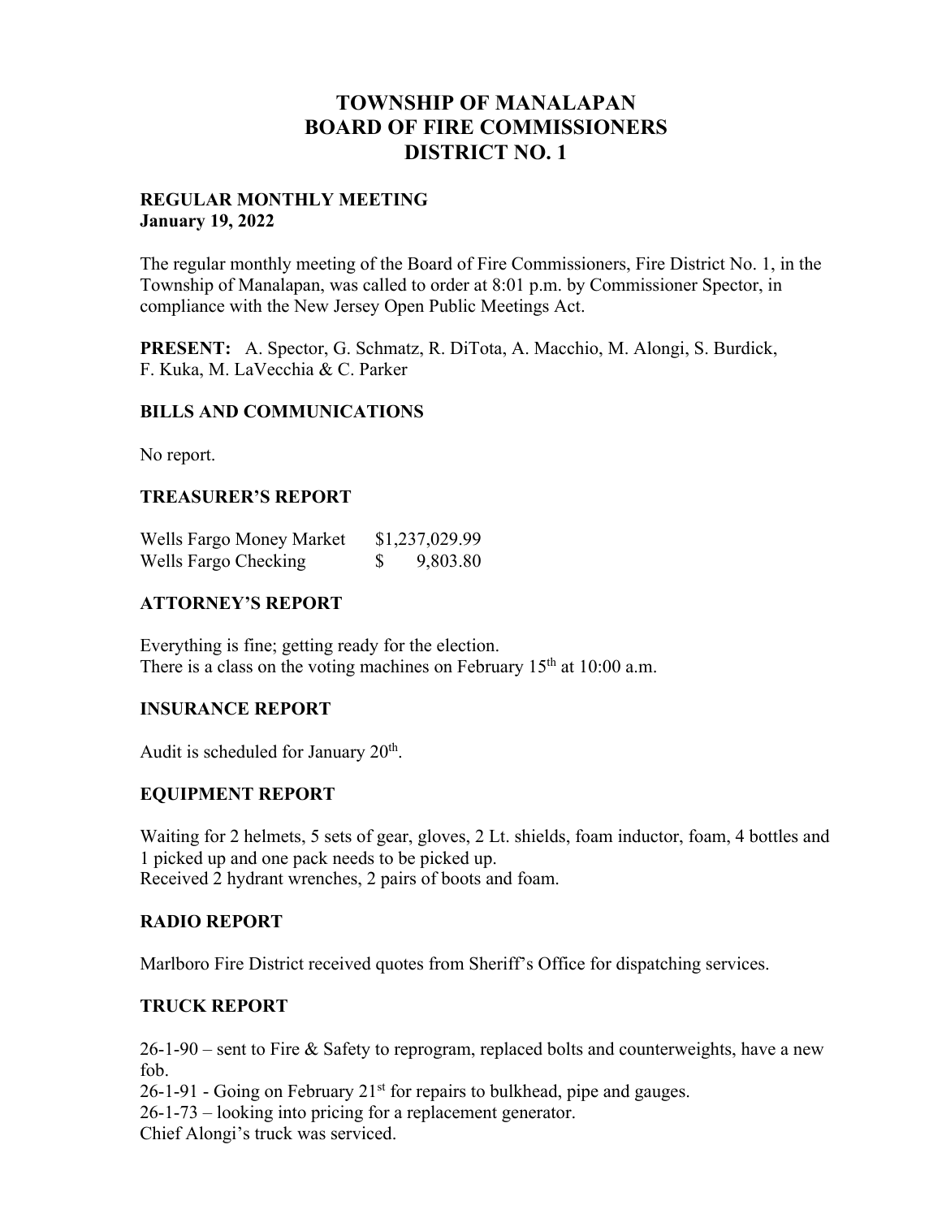# TOWNSHIP OF MANALAPAN
# BOARD OF FIRE COMMISSIONERS
# DISTRICT NO. 1

**REGULAR MONTHLY MEETING**
**January 19, 2022**

The regular monthly meeting of the Board of Fire Commissioners, Fire District No. 1, in the Township of Manalapan, was called to order at 8:01 p.m. by Commissioner Spector, in compliance with the New Jersey Open Public Meetings Act.

**PRESENT:** A. Spector, G. Schmatz, R. DiTota, A. Macchio, M. Alongi, S. Burdick, F. Kuka, M. LaVecchia & C. Parker

## BILLS AND COMMUNICATIONS

No report.

## TREASURER'S REPORT

| | |
|---|---|
| Wells Fargo Money Market | $1,237,029.99 |
| Wells Fargo Checking | $ 9,803.80 |

## ATTORNEY'S REPORT

Everything is fine; getting ready for the election.
There is a class on the voting machines on February 15th at 10:00 a.m.

## INSURANCE REPORT

Audit is scheduled for January 20th.

## EQUIPMENT REPORT

Waiting for 2 helmets, 5 sets of gear, gloves, 2 Lt. shields, foam inductor, foam, 4 bottles and 1 picked up and one pack needs to be picked up.
Received 2 hydrant wrenches, 2 pairs of boots and foam.

## RADIO REPORT

Marlboro Fire District received quotes from Sheriff's Office for dispatching services.

## TRUCK REPORT

26-1-90 – sent to Fire & Safety to reprogram, replaced bolts and counterweights, have a new fob.
26-1-91 - Going on February 21st for repairs to bulkhead, pipe and gauges.
26-1-73 – looking into pricing for a replacement generator.
Chief Alongi's truck was serviced.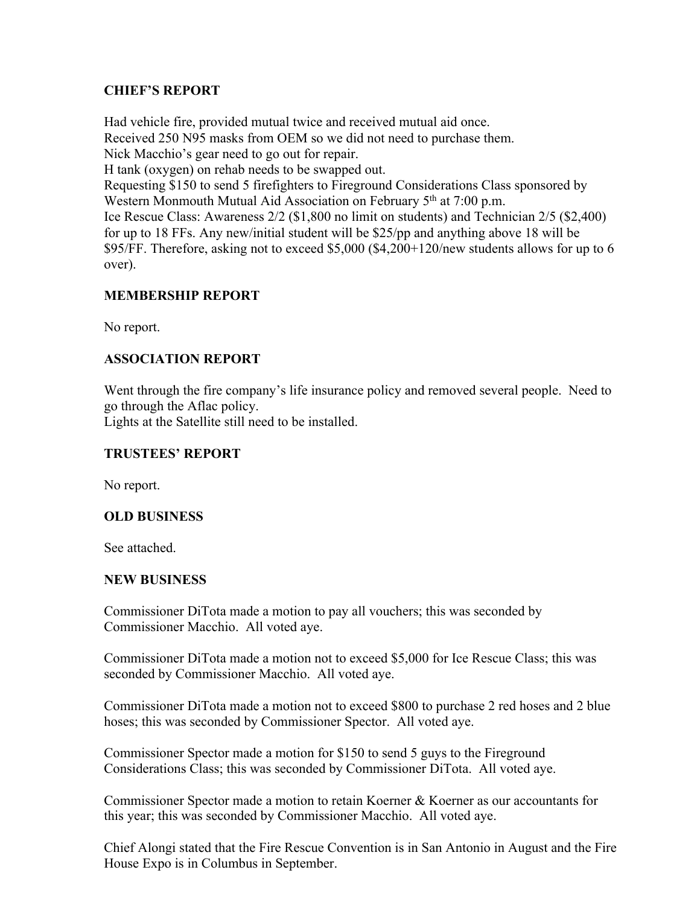### CHIEF'S REPORT

Had vehicle fire, provided mutual twice and received mutual aid once.
Received 250 N95 masks from OEM so we did not need to purchase them.
Nick Macchio's gear need to go out for repair.
H tank (oxygen) on rehab needs to be swapped out.
Requesting $150 to send 5 firefighters to Fireground Considerations Class sponsored by Western Monmouth Mutual Aid Association on February 5th at 7:00 p.m.
Ice Rescue Class: Awareness 2/2 ($1,800 no limit on students) and Technician 2/5 ($2,400) for up to 18 FFs. Any new/initial student will be $25/pp and anything above 18 will be $95/FF. Therefore, asking not to exceed $5,000 ($4,200+120/new students allows for up to 6 over).

### MEMBERSHIP REPORT

No report.

### ASSOCIATION REPORT

Went through the fire company's life insurance policy and removed several people. Need to go through the Aflac policy.
Lights at the Satellite still need to be installed.

### TRUSTEES' REPORT

No report.

### OLD BUSINESS

See attached.

### NEW BUSINESS

Commissioner DiTota made a motion to pay all vouchers; this was seconded by Commissioner Macchio. All voted aye.

Commissioner DiTota made a motion not to exceed $5,000 for Ice Rescue Class; this was seconded by Commissioner Macchio. All voted aye.

Commissioner DiTota made a motion not to exceed $800 to purchase 2 red hoses and 2 blue hoses; this was seconded by Commissioner Spector. All voted aye.

Commissioner Spector made a motion for $150 to send 5 guys to the Fireground Considerations Class; this was seconded by Commissioner DiTota. All voted aye.

Commissioner Spector made a motion to retain Koerner & Koerner as our accountants for this year; this was seconded by Commissioner Macchio. All voted aye.

Chief Alongi stated that the Fire Rescue Convention is in San Antonio in August and the Fire House Expo is in Columbus in September.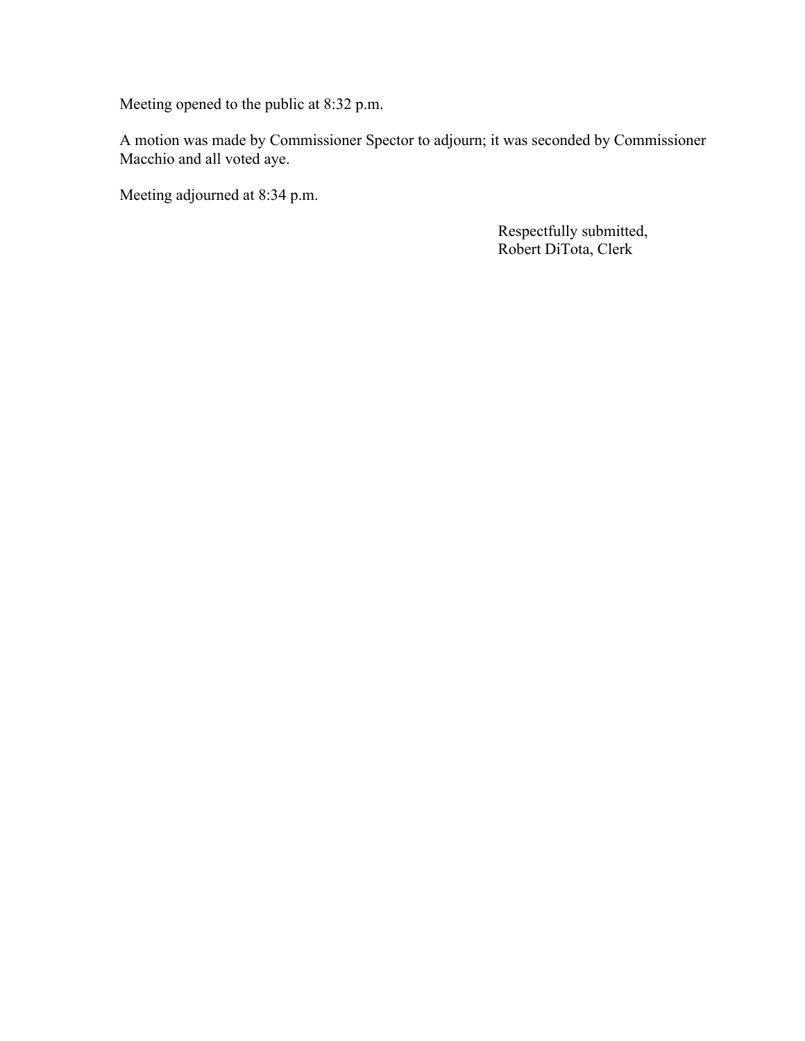Meeting opened to the public at 8:32 p.m.

A motion was made by Commissioner Spector to adjourn; it was seconded by Commissioner Macchio and all voted aye.

Meeting adjourned at 8:34 p.m.

Respectfully submitted,
Robert DiTota, Clerk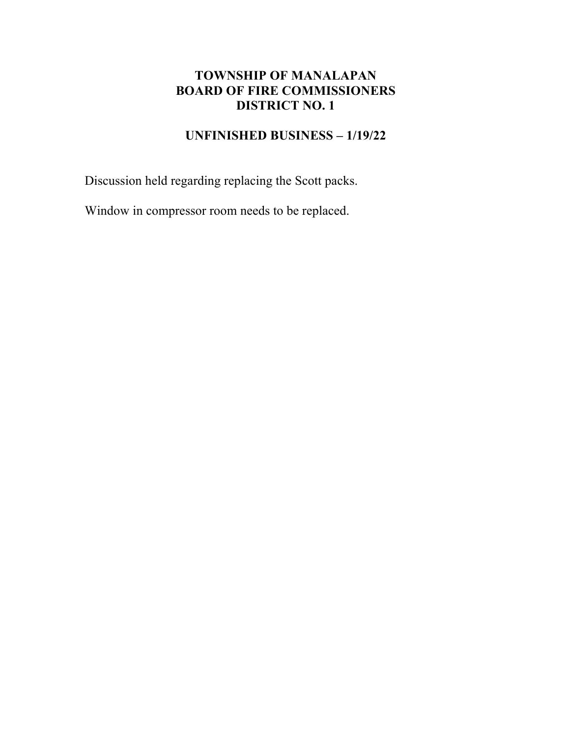# TOWNSHIP OF MANALAPAN
# BOARD OF FIRE COMMISSIONERS
# DISTRICT NO. 1

## UNFINISHED BUSINESS – 1/19/22

Discussion held regarding replacing the Scott packs.

Window in compressor room needs to be replaced.